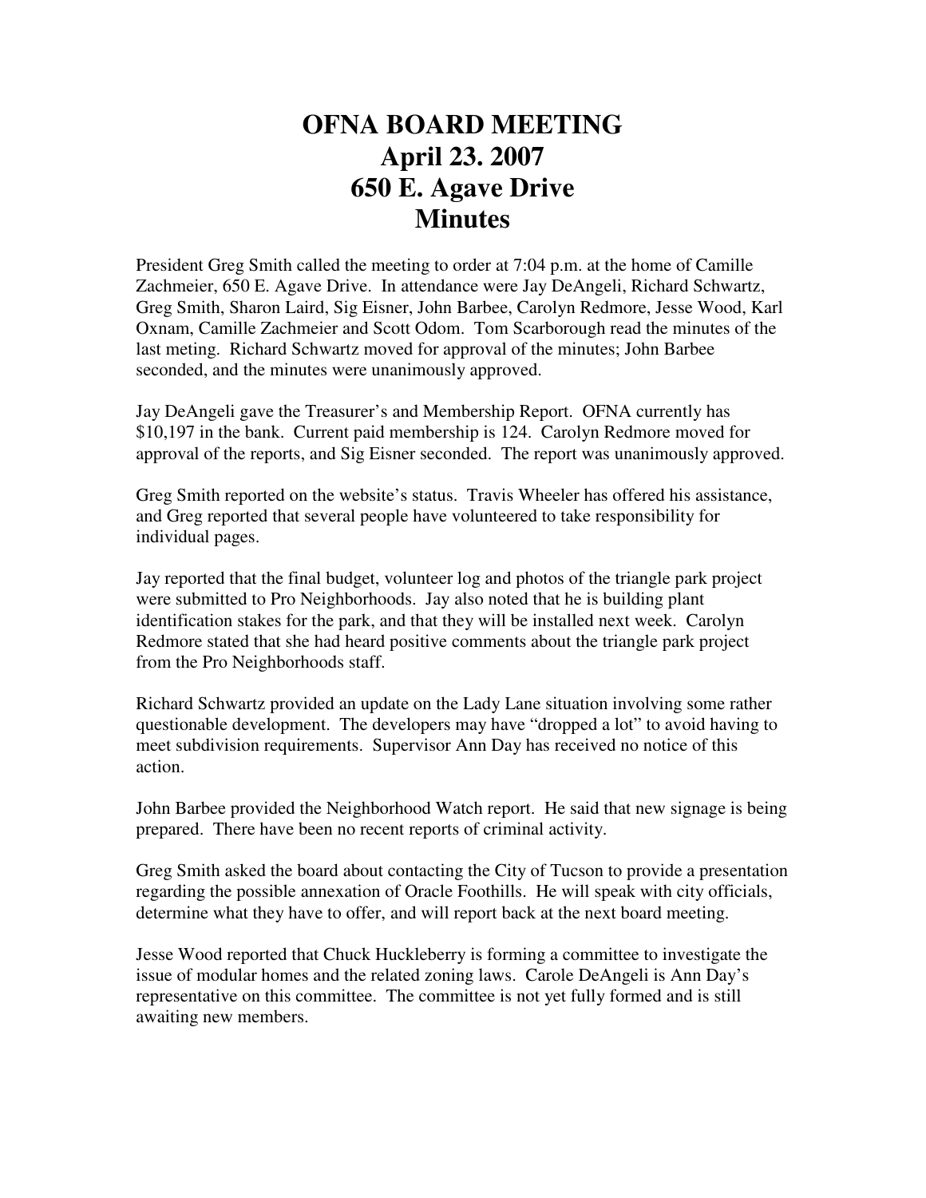# OFNA BOARD MEETING
# April 23. 2007
# 650 E. Agave Drive
# Minutes

President Greg Smith called the meeting to order at 7:04 p.m. at the home of Camille Zachmeier, 650 E. Agave Drive. In attendance were Jay DeAngeli, Richard Schwartz, Greg Smith, Sharon Laird, Sig Eisner, John Barbee, Carolyn Redmore, Jesse Wood, Karl Oxnam, Camille Zachmeier and Scott Odom. Tom Scarborough read the minutes of the last meting. Richard Schwartz moved for approval of the minutes; John Barbee seconded, and the minutes were unanimously approved.

Jay DeAngeli gave the Treasurer's and Membership Report. OFNA currently has $10,197 in the bank. Current paid membership is 124. Carolyn Redmore moved for approval of the reports, and Sig Eisner seconded. The report was unanimously approved.

Greg Smith reported on the website's status. Travis Wheeler has offered his assistance, and Greg reported that several people have volunteered to take responsibility for individual pages.

Jay reported that the final budget, volunteer log and photos of the triangle park project were submitted to Pro Neighborhoods. Jay also noted that he is building plant identification stakes for the park, and that they will be installed next week. Carolyn Redmore stated that she had heard positive comments about the triangle park project from the Pro Neighborhoods staff.

Richard Schwartz provided an update on the Lady Lane situation involving some rather questionable development. The developers may have "dropped a lot" to avoid having to meet subdivision requirements. Supervisor Ann Day has received no notice of this action.

John Barbee provided the Neighborhood Watch report. He said that new signage is being prepared. There have been no recent reports of criminal activity.

Greg Smith asked the board about contacting the City of Tucson to provide a presentation regarding the possible annexation of Oracle Foothills. He will speak with city officials, determine what they have to offer, and will report back at the next board meeting.

Jesse Wood reported that Chuck Huckleberry is forming a committee to investigate the issue of modular homes and the related zoning laws. Carole DeAngeli is Ann Day's representative on this committee. The committee is not yet fully formed and is still awaiting new members.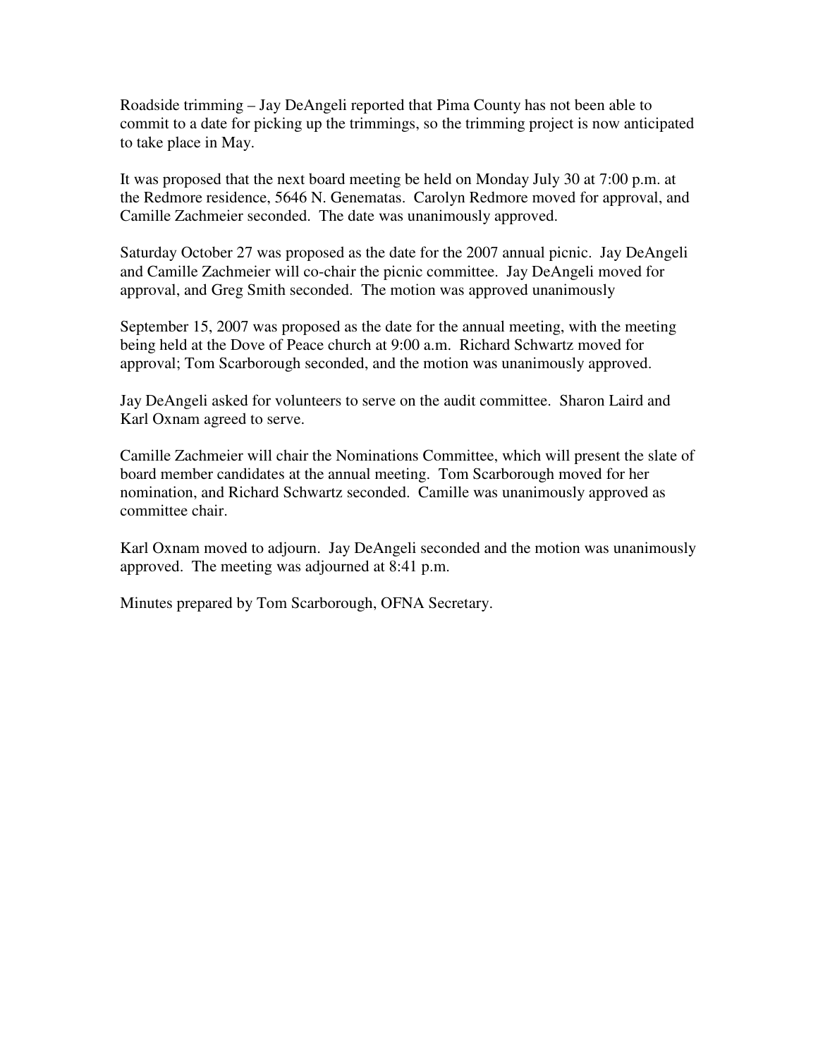Roadside trimming – Jay DeAngeli reported that Pima County has not been able to commit to a date for picking up the trimmings, so the trimming project is now anticipated to take place in May.

It was proposed that the next board meeting be held on Monday July 30 at 7:00 p.m. at the Redmore residence, 5646 N. Genematas. Carolyn Redmore moved for approval, and Camille Zachmeier seconded. The date was unanimously approved.

Saturday October 27 was proposed as the date for the 2007 annual picnic. Jay DeAngeli and Camille Zachmeier will co-chair the picnic committee. Jay DeAngeli moved for approval, and Greg Smith seconded. The motion was approved unanimously

September 15, 2007 was proposed as the date for the annual meeting, with the meeting being held at the Dove of Peace church at 9:00 a.m. Richard Schwartz moved for approval; Tom Scarborough seconded, and the motion was unanimously approved.

Jay DeAngeli asked for volunteers to serve on the audit committee. Sharon Laird and Karl Oxnam agreed to serve.

Camille Zachmeier will chair the Nominations Committee, which will present the slate of board member candidates at the annual meeting. Tom Scarborough moved for her nomination, and Richard Schwartz seconded. Camille was unanimously approved as committee chair.

Karl Oxnam moved to adjourn. Jay DeAngeli seconded and the motion was unanimously approved. The meeting was adjourned at 8:41 p.m.

Minutes prepared by Tom Scarborough, OFNA Secretary.